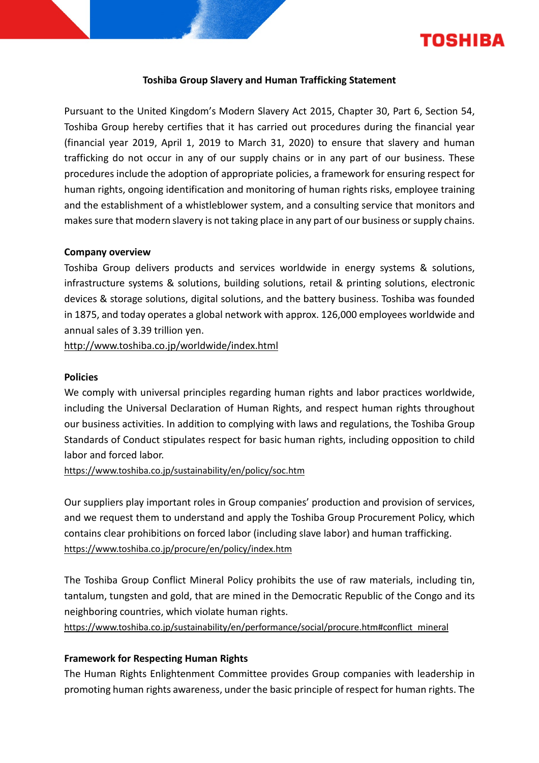# Toshiba Group Slavery and Human Trafficking Statement

Pursuant to the United Kingdom's Modern Slavery Act 2015, Chapter 30, Part 6, Section 54, Toshiba Group hereby certifies that it has carried out procedures during the financial year (financial year 2019, April 1, 2019 to March 31, 2020) to ensure that slavery and human trafficking do not occur in any of our supply chains or in any part of our business. These procedures include the adoption of appropriate policies, a framework for ensuring respect for human rights, ongoing identification and monitoring of human rights risks, employee training and the establishment of a whistleblower system, and a consulting service that monitors and makes sure that modern slavery is not taking place in any part of our business or supply chains.

## Company overview

Toshiba Group delivers products and services worldwide in energy systems & solutions, infrastructure systems & solutions, building solutions, retail & printing solutions, electronic devices & storage solutions, digital solutions, and the battery business. Toshiba was founded in 1875, and today operates a global network with approx. 126,000 employees worldwide and annual sales of 3.39 trillion yen.

http://www.toshiba.co.jp/worldwide/index.html

## Policies

We comply with universal principles regarding human rights and labor practices worldwide, including the Universal Declaration of Human Rights, and respect human rights throughout our business activities. In addition to complying with laws and regulations, the Toshiba Group Standards of Conduct stipulates respect for basic human rights, including opposition to child labor and forced labor.

https://www.toshiba.co.jp/sustainability/en/policy/soc.htm

Our suppliers play important roles in Group companies' production and provision of services, and we request them to understand and apply the Toshiba Group Procurement Policy, which contains clear prohibitions on forced labor (including slave labor) and human trafficking.

https://www.toshiba.co.jp/procure/en/policy/index.htm

The Toshiba Group Conflict Mineral Policy prohibits the use of raw materials, including tin, tantalum, tungsten and gold, that are mined in the Democratic Republic of the Congo and its neighboring countries, which violate human rights.

https://www.toshiba.co.jp/sustainability/en/performance/social/procure.htm#conflict_mineral

## Framework for Respecting Human Rights

The Human Rights Enlightenment Committee provides Group companies with leadership in promoting human rights awareness, under the basic principle of respect for human rights. The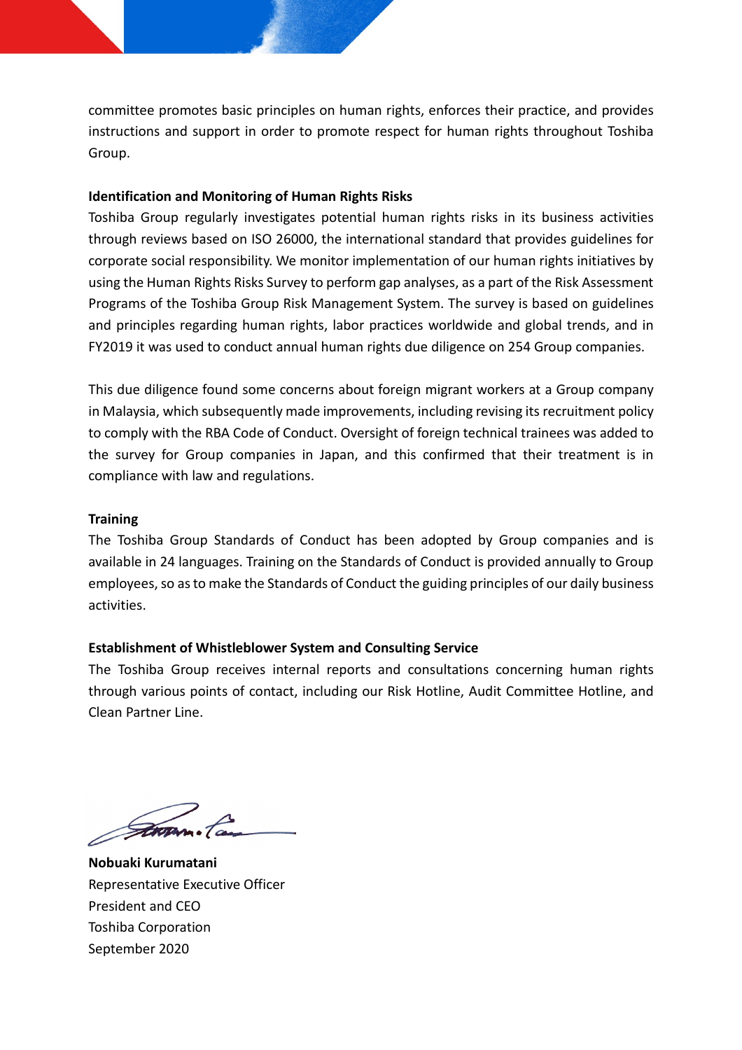committee promotes basic principles on human rights, enforces their practice, and provides instructions and support in order to promote respect for human rights throughout Toshiba Group.

**Identification and Monitoring of Human Rights Risks**

Toshiba Group regularly investigates potential human rights risks in its business activities through reviews based on ISO 26000, the international standard that provides guidelines for corporate social responsibility. We monitor implementation of our human rights initiatives by using the Human Rights Risks Survey to perform gap analyses, as a part of the Risk Assessment Programs of the Toshiba Group Risk Management System. The survey is based on guidelines and principles regarding human rights, labor practices worldwide and global trends, and in FY2019 it was used to conduct annual human rights due diligence on 254 Group companies.

This due diligence found some concerns about foreign migrant workers at a Group company in Malaysia, which subsequently made improvements, including revising its recruitment policy to comply with the RBA Code of Conduct. Oversight of foreign technical trainees was added to the survey for Group companies in Japan, and this confirmed that their treatment is in compliance with law and regulations.

**Training**

The Toshiba Group Standards of Conduct has been adopted by Group companies and is available in 24 languages. Training on the Standards of Conduct is provided annually to Group employees, so as to make the Standards of Conduct the guiding principles of our daily business activities.

**Establishment of Whistleblower System and Consulting Service**

The Toshiba Group receives internal reports and consultations concerning human rights through various points of contact, including our Risk Hotline, Audit Committee Hotline, and Clean Partner Line.

**Nobuaki Kurumatani**
Representative Executive Officer
President and CEO
Toshiba Corporation
September 2020